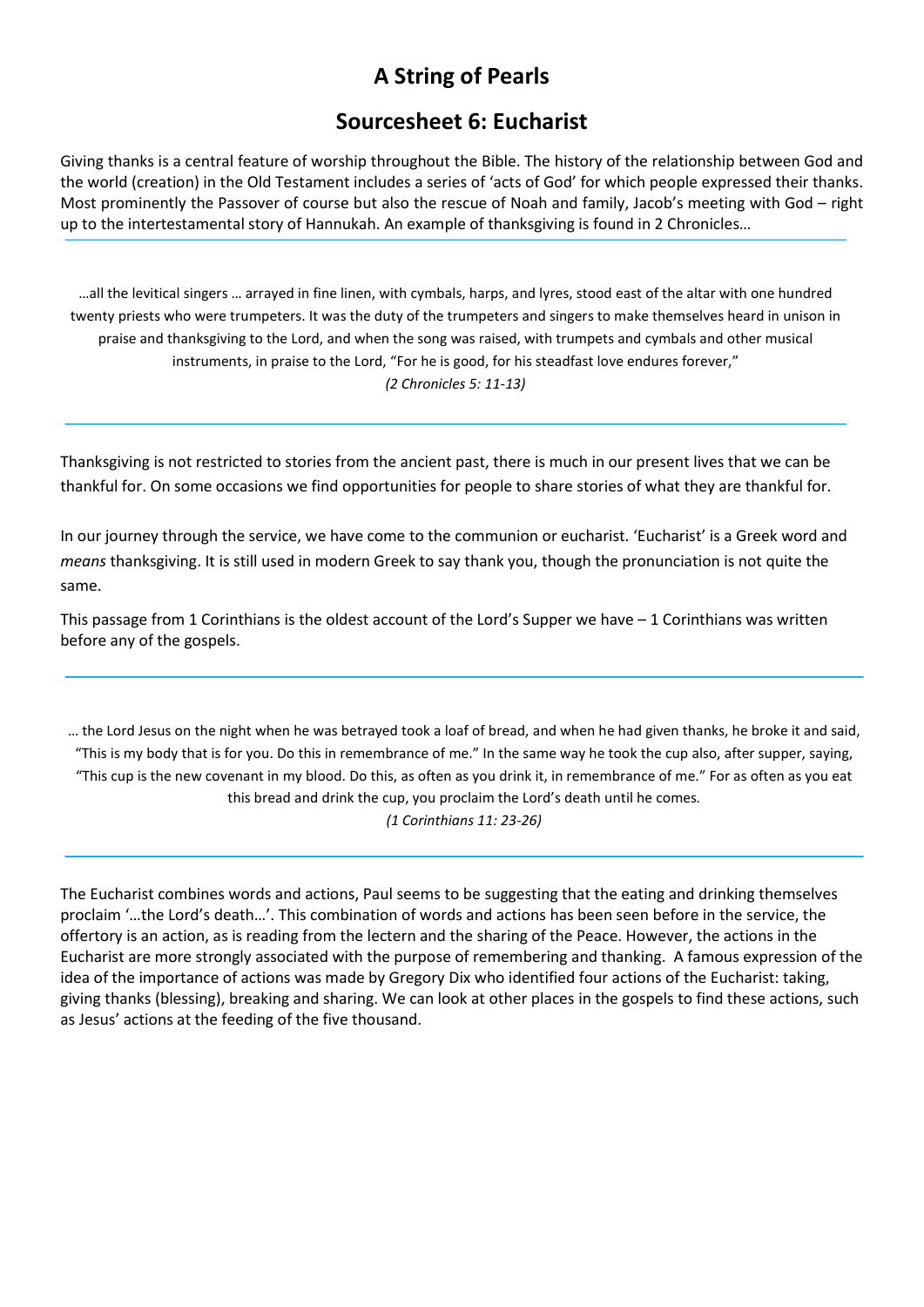# A String of Pearls

## Sourcesheet 6: Eucharist

Giving thanks is a central feature of worship throughout the Bible. The history of the relationship between God and the world (creation) in the Old Testament includes a series of 'acts of God' for which people expressed their thanks. Most prominently the Passover of course but also the rescue of Noah and family, Jacob's meeting with God – right up to the intertestamental story of Hannukah. An example of thanksgiving is found in 2 Chronicles…

> …all the levitical singers … arrayed in fine linen, with cymbals, harps, and lyres, stood east of the altar with one hundred twenty priests who were trumpeters. It was the duty of the trumpeters and singers to make themselves heard in unison in praise and thanksgiving to the Lord, and when the song was raised, with trumpets and cymbals and other musical instruments, in praise to the Lord, "For he is good, for his steadfast love endures forever,"
>
> *(2 Chronicles 5: 11-13)*

Thanksgiving is not restricted to stories from the ancient past, there is much in our present lives that we can be thankful for. On some occasions we find opportunities for people to share stories of what they are thankful for.

In our journey through the service, we have come to the communion or eucharist. 'Eucharist' is a Greek word and *means* thanksgiving. It is still used in modern Greek to say thank you, though the pronunciation is not quite the same.

This passage from 1 Corinthians is the oldest account of the Lord's Supper we have – 1 Corinthians was written before any of the gospels.

> … the Lord Jesus on the night when he was betrayed took a loaf of bread, and when he had given thanks, he broke it and said, "This is my body that is for you. Do this in remembrance of me." In the same way he took the cup also, after supper, saying, "This cup is the new covenant in my blood. Do this, as often as you drink it, in remembrance of me." For as often as you eat this bread and drink the cup, you proclaim the Lord's death until he comes.
>
> *(1 Corinthians 11: 23-26)*

The Eucharist combines words and actions, Paul seems to be suggesting that the eating and drinking themselves proclaim '…the Lord's death…'. This combination of words and actions has been seen before in the service, the offertory is an action, as is reading from the lectern and the sharing of the Peace. However, the actions in the Eucharist are more strongly associated with the purpose of remembering and thanking. A famous expression of the idea of the importance of actions was made by Gregory Dix who identified four actions of the Eucharist: taking, giving thanks (blessing), breaking and sharing. We can look at other places in the gospels to find these actions, such as Jesus' actions at the feeding of the five thousand.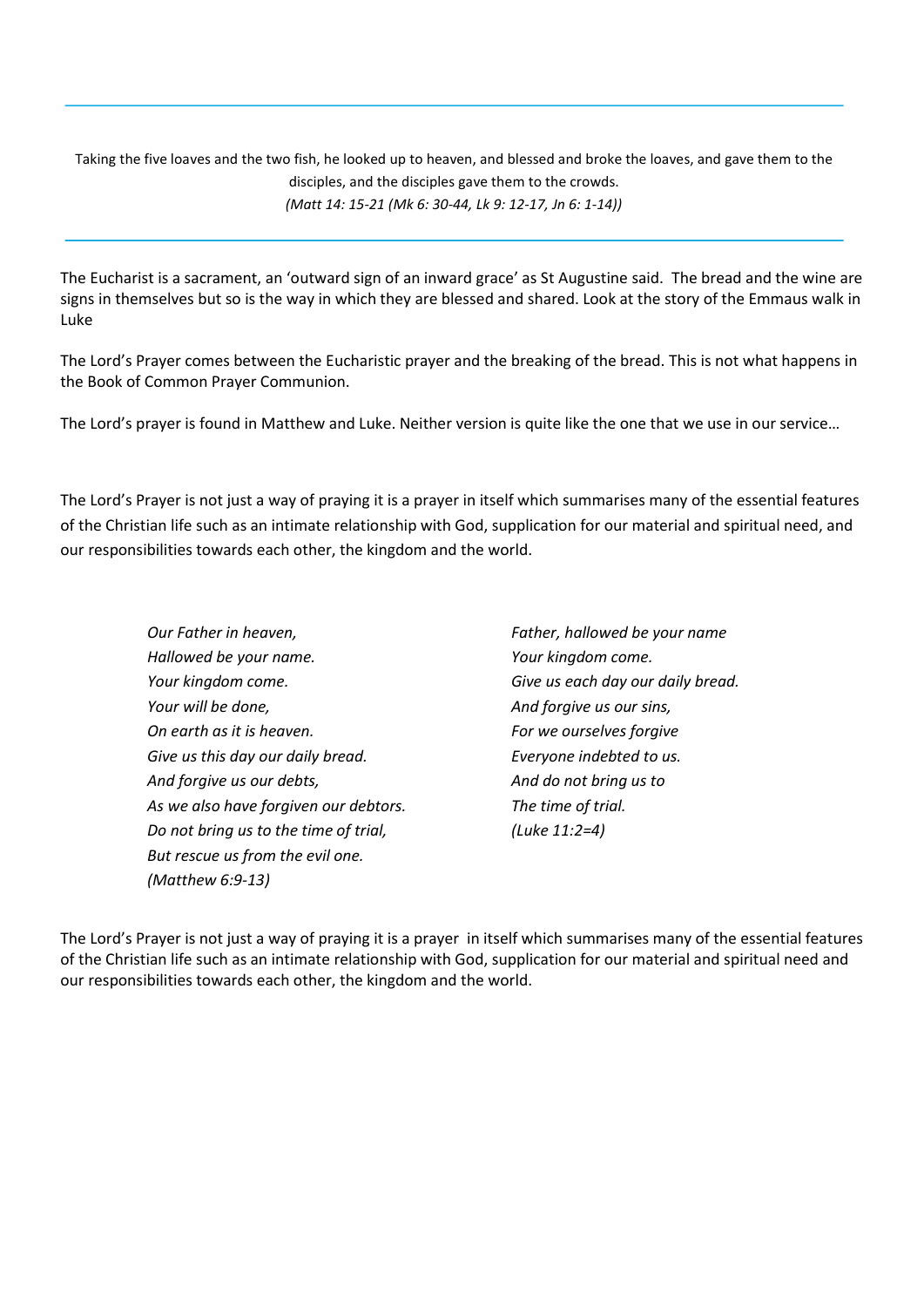---

Taking the five loaves and the two fish, he looked up to heaven, and blessed and broke the loaves, and gave them to the disciples, and the disciples gave them to the crowds.
*(Matt 14: 15-21 (Mk 6: 30-44, Lk 9: 12-17, Jn 6: 1-14))*

---

The Eucharist is a sacrament, an 'outward sign of an inward grace' as St Augustine said. The bread and the wine are signs in themselves but so is the way in which they are blessed and shared. Look at the story of the Emmaus walk in Luke

The Lord's Prayer comes between the Eucharistic prayer and the breaking of the bread. This is not what happens in the Book of Common Prayer Communion.

The Lord's prayer is found in Matthew and Luke. Neither version is quite like the one that we use in our service…

The Lord's Prayer is not just a way of praying it is a prayer in itself which summarises many of the essential features of the Christian life such as an intimate relationship with God, supplication for our material and spiritual need, and our responsibilities towards each other, the kingdom and the world.

*Our Father in heaven,*
*Hallowed be your name.*
*Your kingdom come.*
*Your will be done,*
*On earth as it is heaven.*
*Give us this day our daily bread.*
*And forgive us our debts,*
*As we also have forgiven our debtors.*
*Do not bring us to the time of trial,*
*But rescue us from the evil one.*
*(Matthew 6:9-13)*

*Father, hallowed be your name*
*Your kingdom come.*
*Give us each day our daily bread.*
*And forgive us our sins,*
*For we ourselves forgive*
*Everyone indebted to us.*
*And do not bring us to*
*The time of trial.*
*(Luke 11:2=4)*

The Lord's Prayer is not just a way of praying it is a prayer in itself which summarises many of the essential features of the Christian life such as an intimate relationship with God, supplication for our material and spiritual need and our responsibilities towards each other, the kingdom and the world.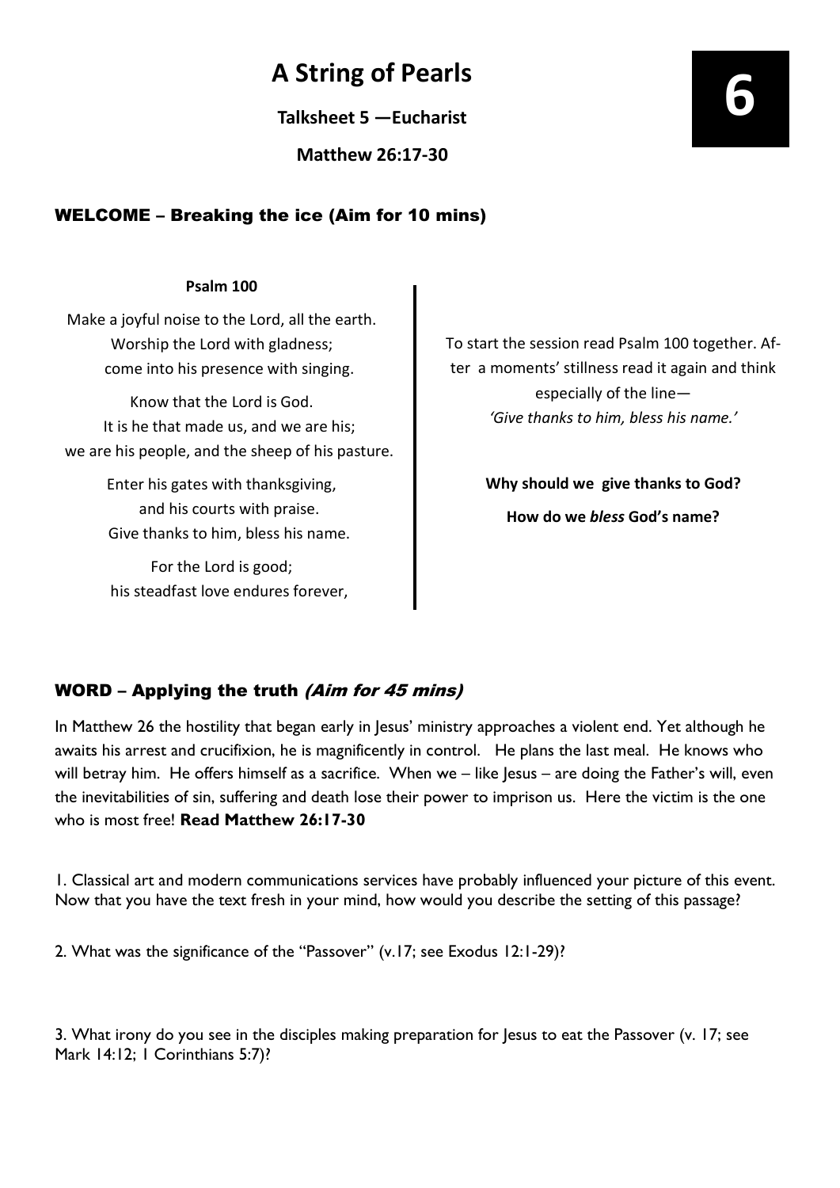# A String of Pearls

**Talksheet 5 —Eucharist**

**Matthew 26:17-30**

**6**

## WELCOME – Breaking the ice (Aim for 10 mins)

**Psalm 100**

Make a joyful noise to the Lord, all the earth.
Worship the Lord with gladness;
come into his presence with singing.

Know that the Lord is God.
It is he that made us, and we are his;
we are his people, and the sheep of his pasture.

Enter his gates with thanksgiving,
and his courts with praise.
Give thanks to him, bless his name.

For the Lord is good;
his steadfast love endures forever,

To start the session read Psalm 100 together. After a moments' stillness read it again and think especially of the line—
*'Give thanks to him, bless his name.'*

**Why should we give thanks to God?**

**How do we *bless* God's name?**

## WORD – Applying the truth *(Aim for 45 mins)*

In Matthew 26 the hostility that began early in Jesus' ministry approaches a violent end. Yet although he awaits his arrest and crucifixion, he is magnificently in control. He plans the last meal. He knows who will betray him. He offers himself as a sacrifice. When we – like Jesus – are doing the Father's will, even the inevitabilities of sin, suffering and death lose their power to imprison us. Here the victim is the one who is most free! **Read Matthew 26:17-30**

1. Classical art and modern communications services have probably influenced your picture of this event. Now that you have the text fresh in your mind, how would you describe the setting of this passage?

2. What was the significance of the "Passover" (v.17; see Exodus 12:1-29)?

3. What irony do you see in the disciples making preparation for Jesus to eat the Passover (v. 17; see Mark 14:12; 1 Corinthians 5:7)?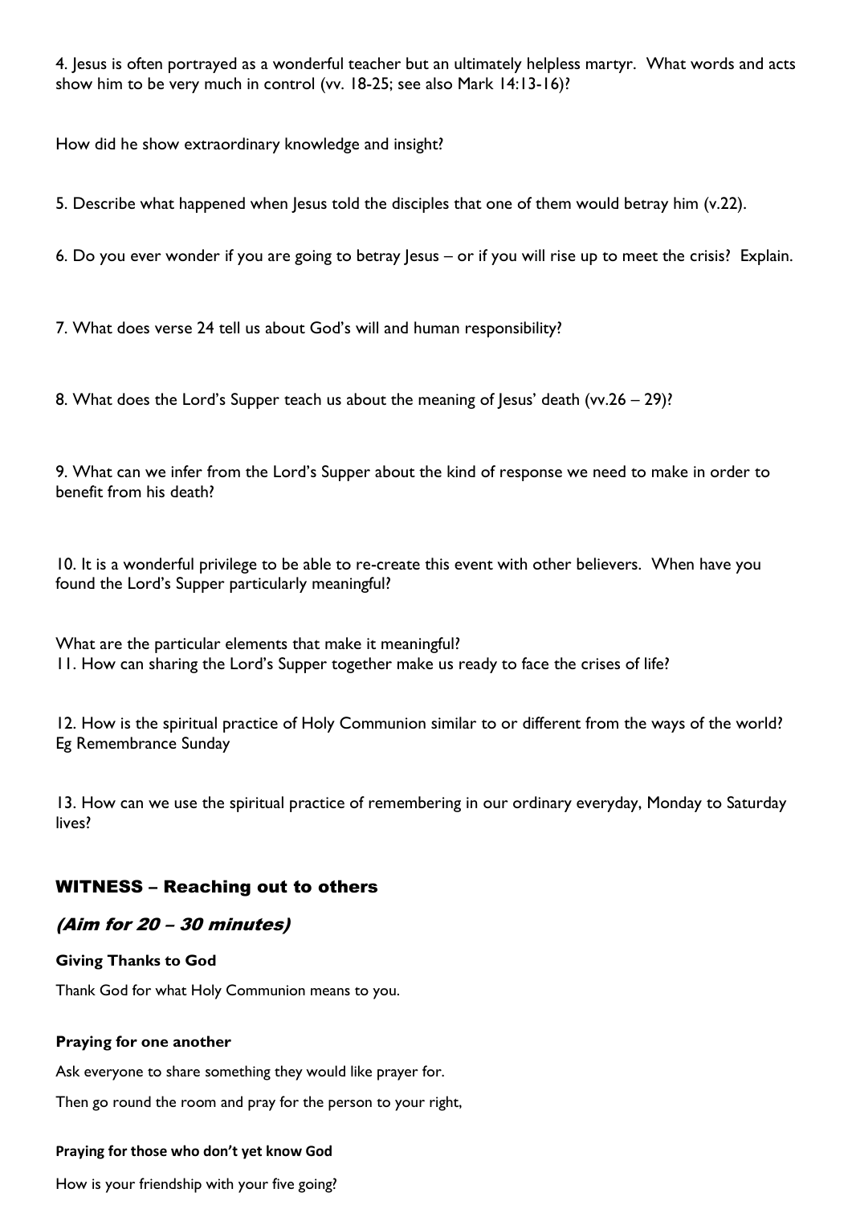4. Jesus is often portrayed as a wonderful teacher but an ultimately helpless martyr. What words and acts show him to be very much in control (vv. 18-25; see also Mark 14:13-16)?

How did he show extraordinary knowledge and insight?

5. Describe what happened when Jesus told the disciples that one of them would betray him (v.22).

6. Do you ever wonder if you are going to betray Jesus – or if you will rise up to meet the crisis? Explain.

7. What does verse 24 tell us about God's will and human responsibility?

8. What does the Lord's Supper teach us about the meaning of Jesus' death (vv.26 – 29)?

9. What can we infer from the Lord's Supper about the kind of response we need to make in order to benefit from his death?

10. It is a wonderful privilege to be able to re-create this event with other believers. When have you found the Lord's Supper particularly meaningful?

What are the particular elements that make it meaningful?

11. How can sharing the Lord's Supper together make us ready to face the crises of life?

12. How is the spiritual practice of Holy Communion similar to or different from the ways of the world? Eg Remembrance Sunday

13. How can we use the spiritual practice of remembering in our ordinary everyday, Monday to Saturday lives?

## WITNESS – Reaching out to others

### *(Aim for 20 – 30 minutes)*

**Giving Thanks to God**

Thank God for what Holy Communion means to you.

**Praying for one another**

Ask everyone to share something they would like prayer for.

Then go round the room and pray for the person to your right,

**Praying for those who don't yet know God**

How is your friendship with your five going?